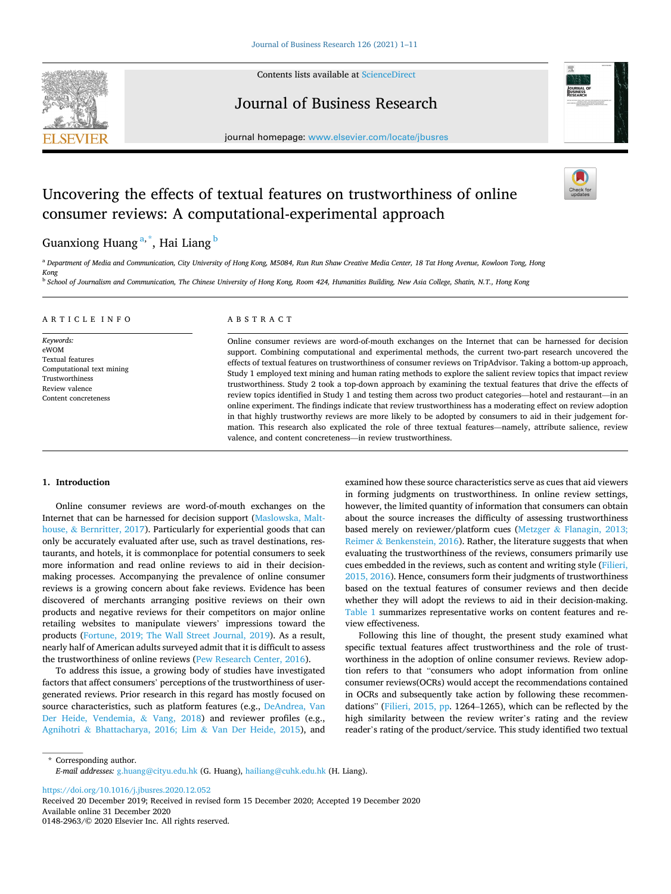# Uncovering the effects of textual features on trustworthiness of online consumer reviews: A computational-experimental approach

Guanxiong Huang [a,*], Hai Liang [b]

[a] Department of Media and Communication, City University of Hong Kong, M5084, Run Run Shaw Creative Media Center, 18 Tat Hong Avenue, Kowloon Tong, Hong Kong

[b] School of Journalism and Communication, The Chinese University of Hong Kong, Room 424, Humanities Building, New Asia College, Shatin, N.T., Hong Kong

## ARTICLE INFO

*Keywords:*
eWOM
Textual features
Computational text mining
Trustworthiness
Review valence
Content concreteness

## ABSTRACT

Online consumer reviews are word-of-mouth exchanges on the Internet that can be harnessed for decision support. Combining computational and experimental methods, the current two-part research uncovered the effects of textual features on trustworthiness of consumer reviews on TripAdvisor. Taking a bottom-up approach, Study 1 employed text mining and human rating methods to explore the salient review topics that impact review trustworthiness. Study 2 took a top-down approach by examining the textual features that drive the effects of review topics identified in Study 1 and testing them across two product categories—hotel and restaurant—in an online experiment. The findings indicate that review trustworthiness has a moderating effect on review adoption in that highly trustworthy reviews are more likely to be adopted by consumers to aid in their judgement formation. This research also explicated the role of three textual features—namely, attribute salience, review valence, and content concreteness—in review trustworthiness.

## 1. Introduction

Online consumer reviews are word-of-mouth exchanges on the Internet that can be harnessed for decision support (Maslowska, Malthouse, & Bernritter, 2017). Particularly for experiential goods that can only be accurately evaluated after use, such as travel destinations, restaurants, and hotels, it is commonplace for potential consumers to seek more information and read online reviews to aid in their decision-making processes. Accompanying the prevalence of online consumer reviews is a growing concern about fake reviews. Evidence has been discovered of merchants arranging positive reviews on their own products and negative reviews for their competitors on major online retailing websites to manipulate viewers' impressions toward the products (Fortune, 2019; The Wall Street Journal, 2019). As a result, nearly half of American adults surveyed admit that it is difficult to assess the trustworthiness of online reviews (Pew Research Center, 2016).

To address this issue, a growing body of studies have investigated factors that affect consumers' perceptions of the trustworthiness of user-generated reviews. Prior research in this regard has mostly focused on source characteristics, such as platform features (e.g., DeAndrea, Van Der Heide, Vendemia, & Vang, 2018) and reviewer profiles (e.g., Agnihotri & Bhattacharya, 2016; Lim & Van Der Heide, 2015), and examined how these source characteristics serve as cues that aid viewers in forming judgments on trustworthiness. In online review settings, however, the limited quantity of information that consumers can obtain about the source increases the difficulty of assessing trustworthiness based merely on reviewer/platform cues (Metzger & Flanagin, 2013; Reimer & Benkenstein, 2016). Rather, the literature suggests that when evaluating the trustworthiness of the reviews, consumers primarily use cues embedded in the reviews, such as content and writing style (Filieri, 2015, 2016). Hence, consumers form their judgments of trustworthiness based on the textual features of consumer reviews and then decide whether they will adopt the reviews to aid in their decision-making. Table 1 summarizes representative works on content features and review effectiveness.

Following this line of thought, the present study examined what specific textual features affect trustworthiness and the role of trustworthiness in the adoption of online consumer reviews. Review adoption refers to that "consumers who adopt information from online consumer reviews(OCRs) would accept the recommendations contained in OCRs and subsequently take action by following these recommendations" (Filieri, 2015, pp. 1264–1265), which can be reflected by the high similarity between the review writer's rating and the review reader's rating of the product/service. This study identified two textual

\* Corresponding author.
*E-mail addresses:* g.huang@cityu.edu.hk (G. Huang), hailiang@cuhk.edu.hk (H. Liang).

https://doi.org/10.1016/j.jbusres.2020.12.052
Received 20 December 2019; Received in revised form 15 December 2020; Accepted 19 December 2020
Available online 31 December 2020
0148-2963/© 2020 Elsevier Inc. All rights reserved.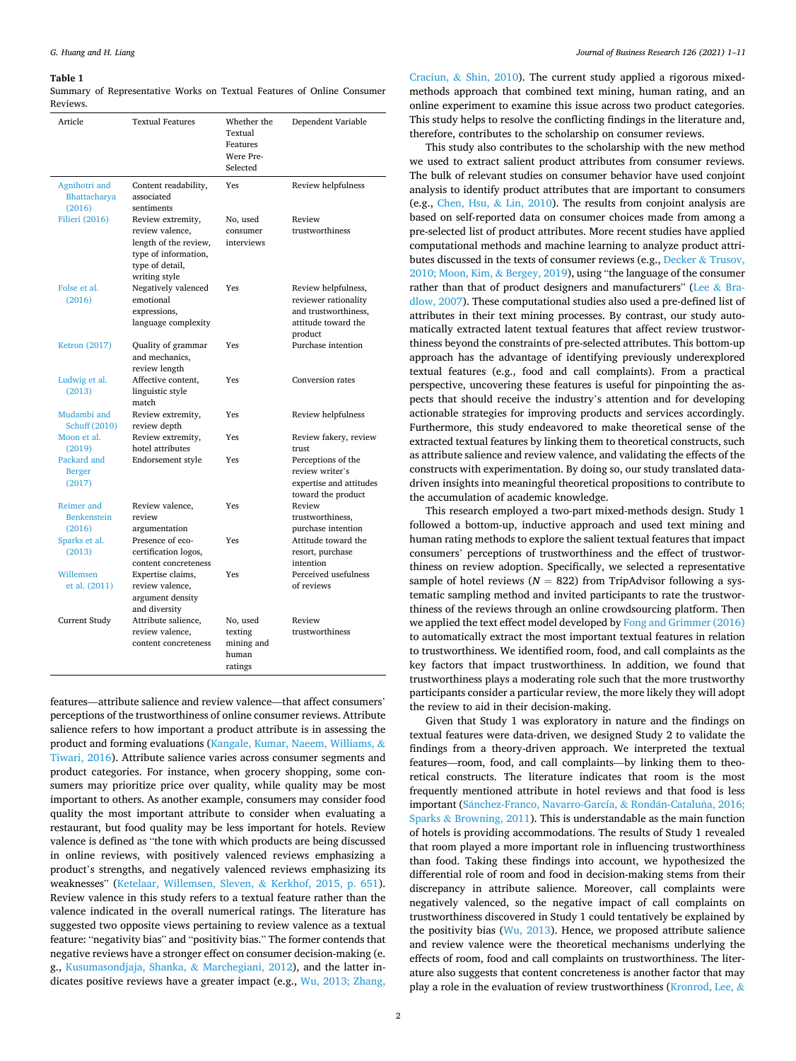**Table 1**

Summary of Representative Works on Textual Features of Online Consumer Reviews.

| Article | Textual Features | Whether the Textual Features Were Pre-Selected | Dependent Variable |
| --- | --- | --- | --- |
| Agnihotri and Bhattacharya (2016) | Content readability, associated sentiments | Yes | Review helpfulness |
| Filieri (2016) | Review extremity, review valence, length of the review, type of information, type of detail, writing style | No, used consumer interviews | Review trustworthiness |
| Folse et al. (2016) | Negatively valenced emotional expressions, language complexity | Yes | Review helpfulness, reviewer rationality and trustworthiness, attitude toward the product |
| Ketron (2017) | Quality of grammar and mechanics, review length | Yes | Purchase intention |
| Ludwig et al. (2013) | Affective content, linguistic style match | Yes | Conversion rates |
| Mudambi and Schuff (2010) | Review extremity, review depth | Yes | Review helpfulness |
| Moon et al. (2019) | Review extremity, hotel attributes | Yes | Review fakery, review trust |
| Packard and Berger (2017) | Endorsement style | Yes | Perceptions of the review writer's expertise and attitudes toward the product |
| Reimer and Benkenstein (2016) | Review valence, review argumentation | Yes | Review trustworthiness, purchase intention |
| Sparks et al. (2013) | Presence of eco-certification logos, content concreteness | Yes | Attitude toward the resort, purchase intention |
| Willemsen et al. (2011) | Expertise claims, review valence, argument density and diversity | Yes | Perceived usefulness of reviews |
| Current Study | Attribute salience, review valence, content concreteness | No, used texting mining and human ratings | Review trustworthiness |

features—attribute salience and review valence—that affect consumers' perceptions of the trustworthiness of online consumer reviews. Attribute salience refers to how important a product attribute is in assessing the product and forming evaluations (Kangale, Kumar, Naeem, Williams, & Tiwari, 2016). Attribute salience varies across consumer segments and product categories. For instance, when grocery shopping, some consumers may prioritize price over quality, while quality may be most important to others. As another example, consumers may consider food quality the most important attribute to consider when evaluating a restaurant, but food quality may be less important for hotels. Review valence is defined as "the tone with which products are being discussed in online reviews, with positively valenced reviews emphasizing a product's strengths, and negatively valenced reviews emphasizing its weaknesses" (Ketelaar, Willemsen, Sleven, & Kerkhof, 2015, p. 651). Review valence in this study refers to a textual feature rather than the valence indicated in the overall numerical ratings. The literature has suggested two opposite views pertaining to review valence as a textual feature: "negativity bias" and "positivity bias." The former contends that negative reviews have a stronger effect on consumer decision-making (e.g., Kusumasondjaja, Shanka, & Marchegiani, 2012), and the latter indicates positive reviews have a greater impact (e.g., Wu, 2013; Zhang, Craciun, & Shin, 2010). The current study applied a rigorous mixed-methods approach that combined text mining, human rating, and an online experiment to examine this issue across two product categories. This study helps to resolve the conflicting findings in the literature and, therefore, contributes to the scholarship on consumer reviews.

This study also contributes to the scholarship with the new method we used to extract salient product attributes from consumer reviews. The bulk of relevant studies on consumer behavior have used conjoint analysis to identify product attributes that are important to consumers (e.g., Chen, Hsu, & Lin, 2010). The results from conjoint analysis are based on self-reported data on consumer choices made from among a pre-selected list of product attributes. More recent studies have applied computational methods and machine learning to analyze product attributes discussed in the texts of consumer reviews (e.g., Decker & Trusov, 2010; Moon, Kim, & Bergey, 2019), using "the language of the consumer rather than that of product designers and manufacturers" (Lee & Bradlow, 2007). These computational studies also used a pre-defined list of attributes in their text mining processes. By contrast, our study automatically extracted latent textual features that affect review trustworthiness beyond the constraints of pre-selected attributes. This bottom-up approach has the advantage of identifying previously underexplored textual features (e.g., food and call complaints). From a practical perspective, uncovering these features is useful for pinpointing the aspects that should receive the industry's attention and for developing actionable strategies for improving products and services accordingly. Furthermore, this study endeavored to make theoretical sense of the extracted textual features by linking them to theoretical constructs, such as attribute salience and review valence, and validating the effects of the constructs with experimentation. By doing so, our study translated data-driven insights into meaningful theoretical propositions to contribute to the accumulation of academic knowledge.

This research employed a two-part mixed-methods design. Study 1 followed a bottom-up, inductive approach and used text mining and human rating methods to explore the salient textual features that impact consumers' perceptions of trustworthiness and the effect of trustworthiness on review adoption. Specifically, we selected a representative sample of hotel reviews ($N = 822$) from TripAdvisor following a systematic sampling method and invited participants to rate the trustworthiness of the reviews through an online crowdsourcing platform. Then we applied the text effect model developed by Fong and Grimmer (2016) to automatically extract the most important textual features in relation to trustworthiness. We identified room, food, and call complaints as the key factors that impact trustworthiness. In addition, we found that trustworthiness plays a moderating role such that the more trustworthy participants consider a particular review, the more likely they will adopt the review to aid in their decision-making.

Given that Study 1 was exploratory in nature and the findings on textual features were data-driven, we designed Study 2 to validate the findings from a theory-driven approach. We interpreted the textual features—room, food, and call complaints—by linking them to theoretical constructs. The literature indicates that room is the most frequently mentioned attribute in hotel reviews and that food is less important (Sánchez-Franco, Navarro-García, & Rondán-Cataluña, 2016; Sparks & Browning, 2011). This is understandable as the main function of hotels is providing accommodations. The results of Study 1 revealed that room played a more important role in influencing trustworthiness than food. Taking these findings into account, we hypothesized the differential role of room and food in decision-making stems from their discrepancy in attribute salience. Moreover, call complaints were negatively valenced, so the negative impact of call complaints on trustworthiness discovered in Study 1 could tentatively be explained by the positivity bias (Wu, 2013). Hence, we proposed attribute salience and review valence were the theoretical mechanisms underlying the effects of room, food and call complaints on trustworthiness. The literature also suggests that content concreteness is another factor that may play a role in the evaluation of review trustworthiness (Kronrod, Lee, &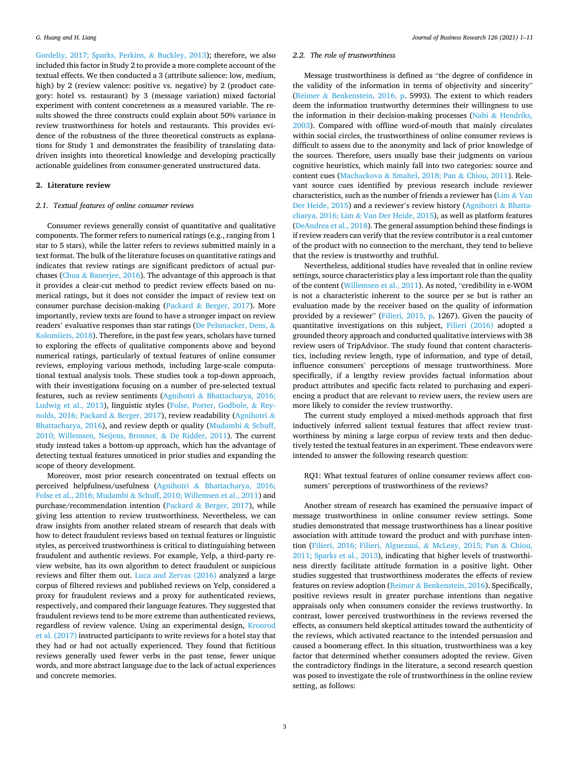Gordeliy, 2017; Sparks, Perkins, & Buckley, 2013); therefore, we also included this factor in Study 2 to provide a more complete account of the textual effects. We then conducted a 3 (attribute salience: low, medium, high) by 2 (review valence: positive vs. negative) by 2 (product category: hotel vs. restaurant) by 3 (message variation) mixed factorial experiment with content concreteness as a measured variable. The results showed the three constructs could explain about 50% variance in review trustworthiness for hotels and restaurants. This provides evidence of the robustness of the three theoretical constructs as explanations for Study 1 and demonstrates the feasibility of translating data-driven insights into theoretical knowledge and developing practically actionable guidelines from consumer-generated unstructured data.

## 2. Literature review

### 2.1. Textual features of online consumer reviews

Consumer reviews generally consist of quantitative and qualitative components. The former refers to numerical ratings (e.g., ranging from 1 star to 5 stars), while the latter refers to reviews submitted mainly in a text format. The bulk of the literature focuses on quantitative ratings and indicates that review ratings are significant predictors of actual purchases (Chua & Banerjee, 2016). The advantage of this approach is that it provides a clear-cut method to predict review effects based on numerical ratings, but it does not consider the impact of review text on consumer purchase decision-making (Packard & Berger, 2017). More importantly, review texts are found to have a stronger impact on review readers' evaluative responses than star ratings (De Pelsmacker, Dens, & Kolomiiets, 2018). Therefore, in the past few years, scholars have turned to exploring the effects of qualitative components above and beyond numerical ratings, particularly of textual features of online consumer reviews, employing various methods, including large-scale computational textual analysis tools. These studies took a top-down approach, with their investigations focusing on a number of pre-selected textual features, such as review sentiments (Agnihotri & Bhattacharya, 2016; Ludwig et al., 2013), linguistic styles (Folse, Porter, Godbole, & Reynolds, 2016; Packard & Berger, 2017), review readability (Agnihotri & Bhattacharya, 2016), and review depth or quality (Mudambi & Schuff, 2010; Willemsen, Neijens, Bronner, & De Ridder, 2011). The current study instead takes a bottom-up approach, which has the advantage of detecting textual features unnoticed in prior studies and expanding the scope of theory development.

Moreover, most prior research concentrated on textual effects on perceived helpfulness/usefulness (Agnihotri & Bhattacharya, 2016; Folse et al., 2016; Mudambi & Schuff, 2010; Willemsen et al., 2011) and purchase/recommendation intention (Packard & Berger, 2017), while giving less attention to review trustworthiness. Nevertheless, we can draw insights from another related stream of research that deals with how to detect fraudulent reviews based on textual features or linguistic styles, as perceived trustworthiness is critical to distinguishing between fraudulent and authentic reviews. For example, Yelp, a third-party review website, has its own algorithm to detect fraudulent or suspicious reviews and filter them out. Luca and Zervas (2016) analyzed a large corpus of filtered reviews and published reviews on Yelp, considered a proxy for fraudulent reviews and a proxy for authenticated reviews, respectively, and compared their language features. They suggested that fraudulent reviews tend to be more extreme than authenticated reviews, regardless of review valence. Using an experimental design, Kronrod et al. (2017) instructed participants to write reviews for a hotel stay that they had or had not actually experienced. They found that fictitious reviews generally used fewer verbs in the past tense, fewer unique words, and more abstract language due to the lack of actual experiences and concrete memories.

### 2.2. The role of trustworthiness

Message trustworthiness is defined as "the degree of confidence in the validity of the information in terms of objectivity and sincerity" (Reimer & Benkenstein, 2016, p. 5993). The extent to which readers deem the information trustworthy determines their willingness to use the information in their decision-making processes (Nabi & Hendriks, 2003). Compared with offline word-of-mouth that mainly circulates within social circles, the trustworthiness of online consumer reviews is difficult to assess due to the anonymity and lack of prior knowledge of the sources. Therefore, users usually base their judgments on various cognitive heuristics, which mainly fall into two categories: source and content cues (Machackova & Smahel, 2018; Pan & Chiou, 2011). Relevant source cues identified by previous research include reviewer characteristics, such as the number of friends a reviewer has (Lim & Van Der Heide, 2015) and a reviewer's review history (Agnihotri & Bhattacharya, 2016; Lim & Van Der Heide, 2015), as well as platform features (DeAndrea et al., 2018). The general assumption behind these findings is if review readers can verify that the review contributor is a real customer of the product with no connection to the merchant, they tend to believe that the review is trustworthy and truthful.

Nevertheless, additional studies have revealed that in online review settings, source characteristics play a less important role than the quality of the content (Willemsen et al., 2011). As noted, "credibility in e-WOM is not a characteristic inherent to the source per se but is rather an evaluation made by the receiver based on the quality of information provided by a reviewer" (Filieri, 2015, p. 1267). Given the paucity of quantitative investigations on this subject, Filieri (2016) adopted a grounded theory approach and conducted qualitative interviews with 38 review users of TripAdvisor. The study found that content characteristics, including review length, type of information, and type of detail, influence consumers' perceptions of message trustworthiness. More specifically, if a lengthy review provides factual information about product attributes and specific facts related to purchasing and experiencing a product that are relevant to review users, the review users are more likely to consider the review trustworthy.

The current study employed a mixed-methods approach that first inductively inferred salient textual features that affect review trustworthiness by mining a large corpus of review texts and then deductively tested the textual features in an experiment. These endeavors were intended to answer the following research question:

> RQ1: What textual features of online consumer reviews affect consumers' perceptions of trustworthiness of the reviews?

Another stream of research has examined the persuasive impact of message trustworthiness in online consumer review settings. Some studies demonstrated that message trustworthiness has a linear positive association with attitude toward the product and with purchase intention (Filieri, 2016; Filieri, Alguezaui, & McLeay, 2015; Pan & Chiou, 2011; Sparks et al., 2013), indicating that higher levels of trustworthiness directly facilitate attitude formation in a positive light. Other studies suggested that trustworthiness moderates the effects of review features on review adoption (Reimer & Benkenstein, 2016). Specifically, positive reviews result in greater purchase intentions than negative appraisals only when consumers consider the reviews trustworthy. In contrast, lower perceived trustworthiness in the reviews reversed the effects, as consumers held skeptical attitudes toward the authenticity of the reviews, which activated reactance to the intended persuasion and caused a boomerang effect. In this situation, trustworthiness was a key factor that determined whether consumers adopted the review. Given the contradictory findings in the literature, a second research question was posed to investigate the role of trustworthiness in the online review setting, as follows: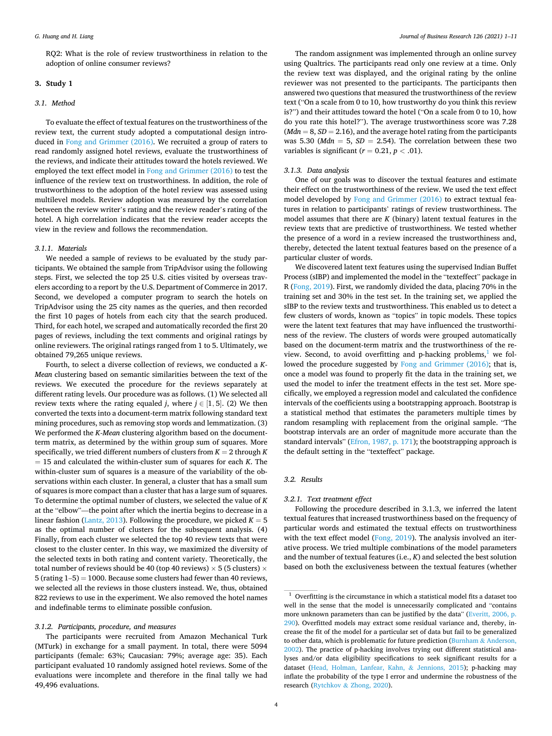RQ2: What is the role of review trustworthiness in relation to the adoption of online consumer reviews?

## 3. Study 1

### 3.1. Method

To evaluate the effect of textual features on the trustworthiness of the review text, the current study adopted a computational design introduced in Fong and Grimmer (2016). We recruited a group of raters to read randomly assigned hotel reviews, evaluate the trustworthiness of the reviews, and indicate their attitudes toward the hotels reviewed. We employed the text effect model in Fong and Grimmer (2016) to test the influence of the review text on trustworthiness. In addition, the role of trustworthiness to the adoption of the hotel review was assessed using multilevel models. Review adoption was measured by the correlation between the review writer's rating and the review reader's rating of the hotel. A high correlation indicates that the review reader accepts the view in the review and follows the recommendation.

#### 3.1.1. Materials

We needed a sample of reviews to be evaluated by the study participants. We obtained the sample from TripAdvisor using the following steps. First, we selected the top 25 U.S. cities visited by overseas travelers according to a report by the U.S. Department of Commerce in 2017. Second, we developed a computer program to search the hotels on TripAdvisor using the 25 city names as the queries, and then recorded the first 10 pages of hotels from each city that the search produced. Third, for each hotel, we scraped and automatically recorded the first 20 pages of reviews, including the text comments and original ratings by online reviewers. The original ratings ranged from 1 to 5. Ultimately, we obtained 79,265 unique reviews.

Fourth, to select a diverse collection of reviews, we conducted a *K-Mean* clustering based on semantic similarities between the text of the reviews. We executed the procedure for the reviews separately at different rating levels. Our procedure was as follows. (1) We selected all review texts where the rating equaled $j$, where $j \in [1, 5]$. (2) We then converted the texts into a document-term matrix following standard text mining procedures, such as removing stop words and lemmatization. (3) We performed the *K-Mean* clustering algorithm based on the document-term matrix, as determined by the within group sum of squares. More specifically, we tried different numbers of clusters from $K = 2$ through $K = 15$ and calculated the within-cluster sum of squares for each $K$. The within-cluster sum of squares is a measure of the variability of the observations within each cluster. In general, a cluster that has a small sum of squares is more compact than a cluster that has a large sum of squares. To determine the optimal number of clusters, we selected the value of $K$ at the "elbow"—the point after which the inertia begins to decrease in a linear fashion (Lantz, 2013). Following the procedure, we picked $K = 5$ as the optimal number of clusters for the subsequent analysis. (4) Finally, from each cluster we selected the top 40 review texts that were closest to the cluster center. In this way, we maximized the diversity of the selected texts in both rating and content variety. Theoretically, the total number of reviews should be 40 (top 40 reviews) × 5 (5 clusters) × 5 (rating 1–5) = 1000. Because some clusters had fewer than 40 reviews, we selected all the reviews in those clusters instead. We, thus, obtained 822 reviews to use in the experiment. We also removed the hotel names and indefinable terms to eliminate possible confusion.

#### 3.1.2. Participants, procedure, and measures

The participants were recruited from Amazon Mechanical Turk (MTurk) in exchange for a small payment. In total, there were 5094 participants (female: 63%; Caucasian: 79%; average age: 35). Each participant evaluated 10 randomly assigned hotel reviews. Some of the evaluations were incomplete and therefore in the final tally we had 49,496 evaluations.

The random assignment was implemented through an online survey using Qualtrics. The participants read only one review at a time. Only the review text was displayed, and the original rating by the online reviewer was not presented to the participants. The participants then answered two questions that measured the trustworthiness of the review text ("On a scale from 0 to 10, how trustworthy do you think this review is?") and their attitudes toward the hotel ("On a scale from 0 to 10, how do you rate this hotel?"). The average trustworthiness score was 7.28 ($Mdn = 8$, $SD = 2.16$), and the average hotel rating from the participants was 5.30 ($Mdn = 5$, $SD = 2.54$). The correlation between these two variables is significant ($r = 0.21$, $p < .01$).

#### 3.1.3. Data analysis

One of our goals was to discover the textual features and estimate their effect on the trustworthiness of the review. We used the text effect model developed by Fong and Grimmer (2016) to extract textual features in relation to participants' ratings of review trustworthiness. The model assumes that there are $K$ (binary) latent textual features in the review texts that are predictive of trustworthiness. We tested whether the presence of a word in a review increased the trustworthiness and, thereby, detected the latent textual features based on the presence of a particular cluster of words.

We discovered latent text features using the supervised Indian Buffet Process (sIBP) and implemented the model in the "texteffect" package in R (Fong, 2019). First, we randomly divided the data, placing 70% in the training set and 30% in the test set. In the training set, we applied the sIBP to the review texts and trustworthiness. This enabled us to detect a few clusters of words, known as "topics" in topic models. These topics were the latent text features that may have influenced the trustworthiness of the review. The clusters of words were grouped automatically based on the document-term matrix and the trustworthiness of the review. Second, to avoid overfitting and p-hacking problems,[1] we followed the procedure suggested by Fong and Grimmer (2016); that is, once a model was found to properly fit the data in the training set, we used the model to infer the treatment effects in the test set. More specifically, we employed a regression model and calculated the confidence intervals of the coefficients using a bootstrapping approach. Bootstrap is a statistical method that estimates the parameters multiple times by random resampling with replacement from the original sample. "The bootstrap intervals are an order of magnitude more accurate than the standard intervals" (Efron, 1987, p. 171); the bootstrapping approach is the default setting in the "texteffect" package.

### 3.2. Results

#### 3.2.1. Text treatment effect

Following the procedure described in 3.1.3, we inferred the latent textual features that increased trustworthiness based on the frequency of particular words and estimated the textual effects on trustworthiness with the text effect model (Fong, 2019). The analysis involved an iterative process. We tried multiple combinations of the model parameters and the number of textual features (i.e., $K$) and selected the best solution based on both the exclusiveness between the textual features (whether

---

[1] Overfitting is the circumstance in which a statistical model fits a dataset too well in the sense that the model is unnecessarily complicated and "contains more unknown parameters than can be justified by the data" (Everitt, 2006, p. 290). Overfitted models may extract some residual variance and, thereby, increase the fit of the model for a particular set of data but fail to be generalized to other data, which is problematic for future prediction (Burnham & Anderson, 2002). The practice of p-hacking involves trying out different statistical analyses and/or data eligibility specifications to seek significant results for a dataset (Head, Holman, Lanfear, Kahn, & Jennions, 2015); p-hacking may inflate the probability of the type I error and undermine the robustness of the research (Rytchkov & Zhong, 2020).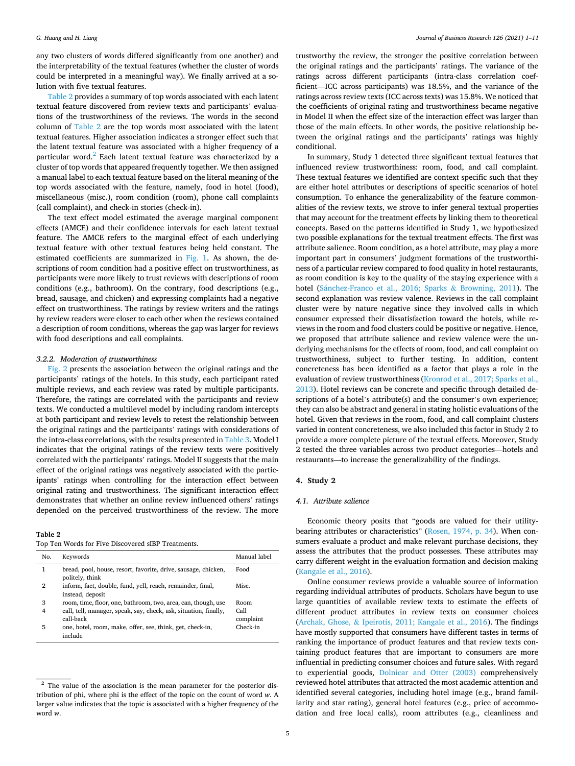any two clusters of words differed significantly from one another) and the interpretability of the textual features (whether the cluster of words could be interpreted in a meaningful way). We finally arrived at a solution with five textual features.

Table 2 provides a summary of top words associated with each latent textual feature discovered from review texts and participants' evaluations of the trustworthiness of the reviews. The words in the second column of Table 2 are the top words most associated with the latent textual features. Higher association indicates a stronger effect such that the latent textual feature was associated with a higher frequency of a particular word.[2] Each latent textual feature was characterized by a cluster of top words that appeared frequently together. We then assigned a manual label to each textual feature based on the literal meaning of the top words associated with the feature, namely, food in hotel (food), miscellaneous (misc.), room condition (room), phone call complaints (call complaint), and check-in stories (check-in).

The text effect model estimated the average marginal component effects (AMCE) and their confidence intervals for each latent textual feature. The AMCE refers to the marginal effect of each underlying textual feature with other textual features being held constant. The estimated coefficients are summarized in Fig. 1. As shown, the descriptions of room condition had a positive effect on trustworthiness, as participants were more likely to trust reviews with descriptions of room conditions (e.g., bathroom). On the contrary, food descriptions (e.g., bread, sausage, and chicken) and expressing complaints had a negative effect on trustworthiness. The ratings by review writers and the ratings by review readers were closer to each other when the reviews contained a description of room conditions, whereas the gap was larger for reviews with food descriptions and call complaints.

#### 3.2.2. Moderation of trustworthiness

Fig. 2 presents the association between the original ratings and the participants' ratings of the hotels. In this study, each participant rated multiple reviews, and each review was rated by multiple participants. Therefore, the ratings are correlated with the participants and review texts. We conducted a multilevel model by including random intercepts at both participant and review levels to retest the relationship between the original ratings and the participants' ratings with considerations of the intra-class correlations, with the results presented in Table 3. Model I indicates that the original ratings of the review texts were positively correlated with the participants' ratings. Model II suggests that the main effect of the original ratings was negatively associated with the participants' ratings when controlling for the interaction effect between original rating and trustworthiness. The significant interaction effect demonstrates that whether an online review influenced others' ratings depended on the perceived trustworthiness of the review. The more trustworthy the review, the stronger the positive correlation between the original ratings and the participants' ratings. The variance of the ratings across different participants (intra-class correlation coefficient—ICC across participants) was 18.5%, and the variance of the ratings across review texts (ICC across texts) was 15.8%. We noticed that the coefficients of original rating and trustworthiness became negative in Model II when the effect size of the interaction effect was larger than those of the main effects. In other words, the positive relationship between the original ratings and the participants' ratings was highly conditional.

**Table 2**
Top Ten Words for Five Discovered sIBP Treatments.

| No. | Keywords | Manual label |
|---|---|---|
| 1 | bread, pool, house, resort, favorite, drive, sausage, chicken, politely, think | Food |
| 2 | inform, fact, double, fund, yell, reach, remainder, final, instead, deposit | Misc. |
| 3 | room, time, floor, one, bathroom, two, area, can, though, use | Room |
| 4 | call, tell, manager, speak, say, check, ask, situation, finally, call-back | Call complaint |
| 5 | one, hotel, room, make, offer, see, think, get, check-in, include | Check-in |

In summary, Study 1 detected three significant textual features that influenced review trustworthiness: room, food, and call complaint. These textual features we identified are context specific such that they are either hotel attributes or descriptions of specific scenarios of hotel consumption. To enhance the generalizability of the feature commonalities of the review texts, we strove to infer general textual properties that may account for the treatment effects by linking them to theoretical concepts. Based on the patterns identified in Study 1, we hypothesized two possible explanations for the textual treatment effects. The first was attribute salience. Room condition, as a hotel attribute, may play a more important part in consumers' judgment formations of the trustworthiness of a particular review compared to food quality in hotel restaurants, as room condition is key to the quality of the staying experience with a hotel (Sánchez-Franco et al., 2016; Sparks & Browning, 2011). The second explanation was review valence. Reviews in the call complaint cluster were by nature negative since they involved calls in which consumer expressed their dissatisfaction toward the hotels, while reviews in the room and food clusters could be positive or negative. Hence, we proposed that attribute salience and review valence were the underlying mechanisms for the effects of room, food, and call complaint on trustworthiness, subject to further testing. In addition, content concreteness has been identified as a factor that plays a role in the evaluation of review trustworthiness (Kronrod et al., 2017; Sparks et al., 2013). Hotel reviews can be concrete and specific through detailed descriptions of a hotel's attribute(s) and the consumer's own experience; they can also be abstract and general in stating holistic evaluations of the hotel. Given that reviews in the room, food, and call complaint clusters varied in content concreteness, we also included this factor in Study 2 to provide a more complete picture of the textual effects. Moreover, Study 2 tested the three variables across two product categories—hotels and restaurants—to increase the generalizability of the findings.

## 4. Study 2

### 4.1. Attribute salience

Economic theory posits that "goods are valued for their utility-bearing attributes or characteristics" (Rosen, 1974, p. 34). When consumers evaluate a product and make relevant purchase decisions, they assess the attributes that the product possesses. These attributes may carry different weight in the evaluation formation and decision making (Kangale et al., 2016).

Online consumer reviews provide a valuable source of information regarding individual attributes of products. Scholars have begun to use large quantities of available review texts to estimate the effects of different product attributes in review texts on consumer choices (Archak, Ghose, & Ipeirotis, 2011; Kangale et al., 2016). The findings have mostly supported that consumers have different tastes in terms of ranking the importance of product features and that review texts containing product features that are important to consumers are more influential in predicting consumer choices and future sales. With regard to experiential goods, Dolnicar and Otter (2003) comprehensively reviewed hotel attributes that attracted the most academic attention and identified several categories, including hotel image (e.g., brand familiarity and star rating), general hotel features (e.g., price of accommodation and free local calls), room attributes (e.g., cleanliness and

[2] The value of the association is the mean parameter for the posterior distribution of phi, where phi is the effect of the topic on the count of word $w$. A larger value indicates that the topic is associated with a higher frequency of the word $w$.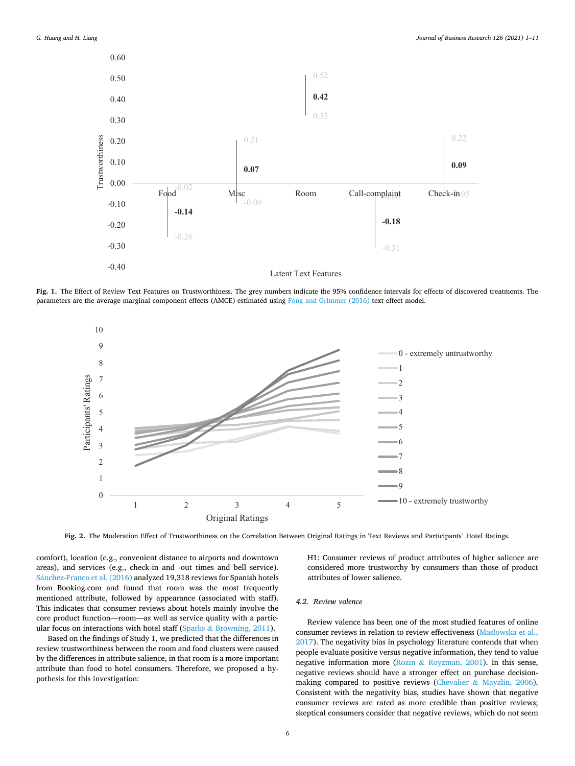**Fig. 1.** The Effect of Review Text Features on Trustworthiness. The grey numbers indicate the 95% confidence intervals for effects of discovered treatments. The parameters are the average marginal component effects (AMCE) estimated using Fong and Grimmer (2016) text effect model.

**Fig. 2.** The Moderation Effect of Trustworthiness on the Correlation Between Original Ratings in Text Reviews and Participants' Hotel Ratings.

comfort), location (e.g., convenient distance to airports and downtown areas), and services (e.g., check-in and -out times and bell service). Sánchez-Franco et al. (2016) analyzed 19,318 reviews for Spanish hotels from Booking.com and found that room was the most frequently mentioned attribute, followed by appearance (associated with staff). This indicates that consumer reviews about hotels mainly involve the core product function—room—as well as service quality with a particular focus on interactions with hotel staff (Sparks & Browning, 2011).

Based on the findings of Study 1, we predicted that the differences in review trustworthiness between the room and food clusters were caused by the differences in attribute salience, in that room is a more important attribute than food to hotel consumers. Therefore, we proposed a hypothesis for this investigation:

H1: Consumer reviews of product attributes of higher salience are considered more trustworthy by consumers than those of product attributes of lower salience.

### 4.2. Review valence

Review valence has been one of the most studied features of online consumer reviews in relation to review effectiveness (Maslowska et al., 2017). The negativity bias in psychology literature contends that when people evaluate positive versus negative information, they tend to value negative information more (Rozin & Royzman, 2001). In this sense, negative reviews should have a stronger effect on purchase decision-making compared to positive reviews (Chevalier & Mayzlin, 2006). Consistent with the negativity bias, studies have shown that negative consumer reviews are rated as more credible than positive reviews; skeptical consumers consider that negative reviews, which do not seem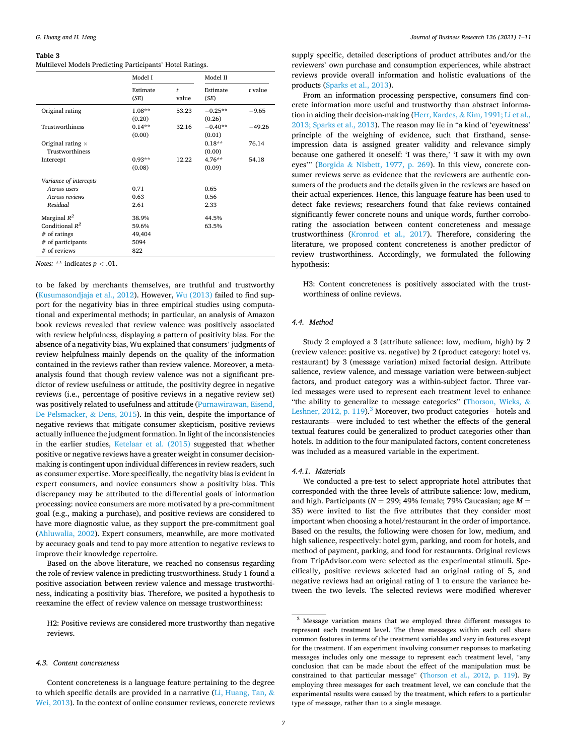**Table 3**
Multilevel Models Predicting Participants' Hotel Ratings.

| | Model I | | Model II | |
|---|---|---|---|---|
| | Estimate (SE) | t value | Estimate (SE) | t value |
| Original rating | 1.08** (0.20) | 53.23 | −0.25** (0.26) | −9.65 |
| Trustworthiness | 0.14** (0.00) | 32.16 | −0.40** (0.01) | −49.26 |
| Original rating × Trustworthiness | | | 0.18** (0.00) | 76.14 |
| Intercept | 0.93** (0.08) | 12.22 | 4.76** (0.09) | 54.18 |
| *Variance of intercepts* | | | | |
| *Across users* | 0.71 | | 0.65 | |
| *Across reviews* | 0.63 | | 0.56 | |
| *Residual* | 2.61 | | 2.33 | |
| Marginal $R^2$ | 38.9% | | 44.5% | |
| Conditional $R^2$ | 59.6% | | 63.5% | |
| # of ratings | 49,404 | | | |
| # of participants | 5094 | | | |
| # of reviews | 822 | | | |

*Notes:* ** indicates $p < .01$.

to be faked by merchants themselves, are truthful and trustworthy (Kusumasondjaja et al., 2012). However, Wu (2013) failed to find support for the negativity bias in three empirical studies using computational and experimental methods; in particular, an analysis of Amazon book reviews revealed that review valence was positively associated with review helpfulness, displaying a pattern of positivity bias. For the absence of a negativity bias, Wu explained that consumers' judgments of review helpfulness mainly depends on the quality of the information contained in the reviews rather than review valence. Moreover, a meta-analysis found that though review valence was not a significant predictor of review usefulness or attitude, the positivity degree in negative reviews (i.e., percentage of positive reviews in a negative review set) was positively related to usefulness and attitude (Purnawirawan, Eisend, De Pelsmacker, & Dens, 2015). In this vein, despite the importance of negative reviews that mitigate consumer skepticism, positive reviews actually influence the judgment formation. In light of the inconsistencies in the earlier studies, Ketelaar et al. (2015) suggested that whether positive or negative reviews have a greater weight in consumer decision-making is contingent upon individual differences in review readers, such as consumer expertise. More specifically, the negativity bias is evident in expert consumers, and novice consumers show a positivity bias. This discrepancy may be attributed to the differential goals of information processing: novice consumers are more motivated by a pre-commitment goal (e.g., making a purchase), and positive reviews are considered to have more diagnostic value, as they support the pre-commitment goal (Ahluwalia, 2002). Expert consumers, meanwhile, are more motivated by accuracy goals and tend to pay more attention to negative reviews to improve their knowledge repertoire.

Based on the above literature, we reached no consensus regarding the role of review valence in predicting trustworthiness. Study 1 found a positive association between review valence and message trustworthiness, indicating a positivity bias. Therefore, we posited a hypothesis to reexamine the effect of review valence on message trustworthiness:

> H2: Positive reviews are considered more trustworthy than negative reviews.

### 4.3. Content concreteness

Content concreteness is a language feature pertaining to the degree to which specific details are provided in a narrative (Li, Huang, Tan, & Wei, 2013). In the context of online consumer reviews, concrete reviews supply specific, detailed descriptions of product attributes and/or the reviewers' own purchase and consumption experiences, while abstract reviews provide overall information and holistic evaluations of the products (Sparks et al., 2013).

From an information processing perspective, consumers find concrete information more useful and trustworthy than abstract information in aiding their decision-making (Herr, Kardes, & Kim, 1991; Li et al., 2013; Sparks et al., 2013). The reason may lie in "a kind of 'eyewitness' principle of the weighing of evidence, such that firsthand, sense-impression data is assigned greater validity and relevance simply because one gathered it oneself: 'I was there,' 'I saw it with my own eyes'" (Borgida & Nisbett, 1977, p. 269). In this view, concrete consumer reviews serve as evidence that the reviewers are authentic consumers of the products and the details given in the reviews are based on their actual experiences. Hence, this language feature has been used to detect fake reviews; researchers found that fake reviews contained significantly fewer concrete nouns and unique words, further corroborating the association between content concreteness and message trustworthiness (Kronrod et al., 2017). Therefore, considering the literature, we proposed content concreteness is another predictor of review trustworthiness. Accordingly, we formulated the following hypothesis:

> H3: Content concreteness is positively associated with the trustworthiness of online reviews.

### 4.4. Method

Study 2 employed a 3 (attribute salience: low, medium, high) by 2 (review valence: positive vs. negative) by 2 (product category: hotel vs. restaurant) by 3 (message variation) mixed factorial design. Attribute salience, review valence, and message variation were between-subject factors, and product category was a within-subject factor. Three varied messages were used to represent each treatment level to enhance "the ability to generalize to message categories" (Thorson, Wicks, & Leshner, 2012, p. 119).[3] Moreover, two product categories—hotels and restaurants—were included to test whether the effects of the general textual features could be generalized to product categories other than hotels. In addition to the four manipulated factors, content concreteness was included as a measured variable in the experiment.

#### 4.4.1. Materials

We conducted a pre-test to select appropriate hotel attributes that corresponded with the three levels of attribute salience: low, medium, and high. Participants ($N = 299$; 49% female; 79% Caucasian; age $M = 35$) were invited to list the five attributes that they consider most important when choosing a hotel/restaurant in the order of importance. Based on the results, the following were chosen for low, medium, and high salience, respectively: hotel gym, parking, and room for hotels, and method of payment, parking, and food for restaurants. Original reviews from TripAdvisor.com were selected as the experimental stimuli. Specifically, positive reviews selected had an original rating of 5, and negative reviews had an original rating of 1 to ensure the variance between the two levels. The selected reviews were modified wherever

[3] Message variation means that we employed three different messages to represent each treatment level. The three messages within each cell share common features in terms of the treatment variables and vary in features except for the treatment. If an experiment involving consumer responses to marketing messages includes only one message to represent each treatment level, "any conclusion that can be made about the effect of the manipulation must be constrained to that particular message" (Thorson et al., 2012, p. 119). By employing three messages for each treatment level, we can conclude that the experimental results were caused by the treatment, which refers to a particular type of message, rather than to a single message.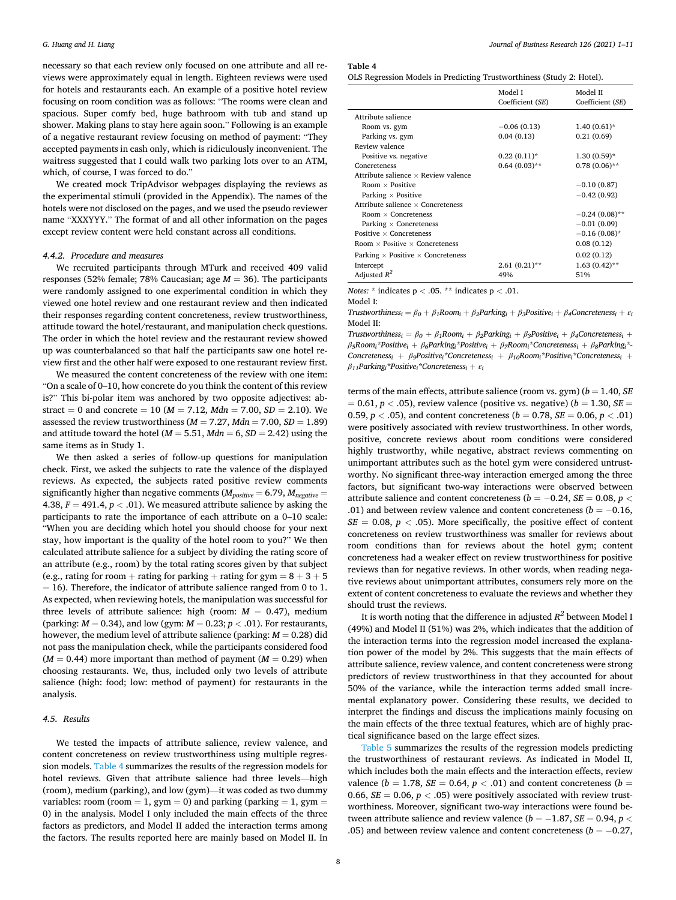necessary so that each review only focused on one attribute and all reviews were approximately equal in length. Eighteen reviews were used for hotels and restaurants each. An example of a positive hotel review focusing on room condition was as follows: "The rooms were clean and spacious. Super comfy bed, huge bathroom with tub and stand up shower. Making plans to stay here again soon." Following is an example of a negative restaurant review focusing on method of payment: "They accepted payments in cash only, which is ridiculously inconvenient. The waitress suggested that I could walk two parking lots over to an ATM, which, of course, I was forced to do."

We created mock TripAdvisor webpages displaying the reviews as the experimental stimuli (provided in the Appendix). The names of the hotels were not disclosed on the pages, and we used the pseudo reviewer name "XXXYYY." The format of and all other information on the pages except review content were held constant across all conditions.

#### 4.4.2. Procedure and measures

We recruited participants through MTurk and received 409 valid responses (52% female; 78% Caucasian; age $M = 36$). The participants were randomly assigned to one experimental condition in which they viewed one hotel review and one restaurant review and then indicated their responses regarding content concreteness, review trustworthiness, attitude toward the hotel/restaurant, and manipulation check questions. The order in which the hotel review and the restaurant review showed up was counterbalanced so that half the participants saw one hotel review first and the other half were exposed to one restaurant review first.

We measured the content concreteness of the review with one item: "On a scale of 0–10, how concrete do you think the content of this review is?" This bi-polar item was anchored by two opposite adjectives: abstract = 0 and concrete = 10 ($M = 7.12$, $Mdn = 7.00$, $SD = 2.10$). We assessed the review trustworthiness ($M = 7.27$, $Mdn = 7.00$, $SD = 1.89$) and attitude toward the hotel ($M = 5.51$, $Mdn = 6$, $SD = 2.42$) using the same items as in Study 1.

We then asked a series of follow-up questions for manipulation check. First, we asked the subjects to rate the valence of the displayed reviews. As expected, the subjects rated positive review comments significantly higher than negative comments ($M_{positive} = 6.79$, $M_{negative} = 4.38$, $F = 491.4$, $p < .01$). We measured attribute salience by asking the participants to rate the importance of each attribute on a 0–10 scale: "When you are deciding which hotel you should choose for your next stay, how important is the quality of the hotel room to you?" We then calculated attribute salience for a subject by dividing the rating score of an attribute (e.g., room) by the total rating scores given by that subject (e.g., rating for room + rating for parking + rating for gym = 8 + 3 + 5 = 16). Therefore, the indicator of attribute salience ranged from 0 to 1. As expected, when reviewing hotels, the manipulation was successful for three levels of attribute salience: high (room: $M = 0.47$), medium (parking: $M = 0.34$), and low (gym: $M = 0.23$; $p < .01$). For restaurants, however, the medium level of attribute salience (parking: $M = 0.28$) did not pass the manipulation check, while the participants considered food ($M = 0.44$) more important than method of payment ($M = 0.29$) when choosing restaurants. We, thus, included only two levels of attribute salience (high: food; low: method of payment) for restaurants in the analysis.

### 4.5. Results

We tested the impacts of attribute salience, review valence, and content concreteness on review trustworthiness using multiple regression models. Table 4 summarizes the results of the regression models for hotel reviews. Given that attribute salience had three levels—high (room), medium (parking), and low (gym)—it was coded as two dummy variables: room (room = 1, gym = 0) and parking (parking = 1, gym = 0) in the analysis. Model I only included the main effects of the three factors as predictors, and Model II added the interaction terms among the factors. The results reported here are mainly based on Model II. In terms of the main effects, attribute salience (room vs. gym) ($b = 1.40$, $SE = 0.61$, $p < .05$), review valence (positive vs. negative) ($b = 1.30$, $SE = 0.59$, $p < .05$), and content concreteness ($b = 0.78$, $SE = 0.06$, $p < .01$) were positively associated with review trustworthiness. In other words, positive, concrete reviews about room conditions were considered highly trustworthy, while negative, abstract reviews commenting on unimportant attributes such as the hotel gym were considered untrustworthy. No significant three-way interaction emerged among the three factors, but significant two-way interactions were observed between attribute salience and content concreteness ($b = -0.24$, $SE = 0.08$, $p < .01$) and between review valence and content concreteness ($b = -0.16$, $SE = 0.08$, $p < .05$). More specifically, the positive effect of content concreteness on review trustworthiness was smaller for reviews about room conditions than for reviews about the hotel gym; content concreteness had a weaker effect on review trustworthiness for positive reviews than for negative reviews. In other words, when reading negative reviews about unimportant attributes, consumers rely more on the extent of content concreteness to evaluate the reviews and whether they should trust the reviews.

**Table 4**
OLS Regression Models in Predicting Trustworthiness (Study 2: Hotel).

| | Model I Coefficient (SE) | Model II Coefficient (SE) |
|---|---|---|
| Attribute salience | | |
| Room vs. gym | −0.06 (0.13) | 1.40 (0.61)* |
| Parking vs. gym | 0.04 (0.13) | 0.21 (0.69) |
| Review valence | | |
| Positive vs. negative | 0.22 (0.11)* | 1.30 (0.59)* |
| Concreteness | 0.64 (0.03)** | 0.78 (0.06)** |
| Attribute salience × Review valence | | |
| Room × Positive | | −0.10 (0.87) |
| Parking × Positive | | −0.42 (0.92) |
| Attribute salience × Concreteness | | |
| Room × Concreteness | | −0.24 (0.08)** |
| Parking × Concreteness | | −0.01 (0.09) |
| Positive × Concreteness | | −0.16 (0.08)* |
| Room × Positive × Concreteness | | 0.08 (0.12) |
| Parking × Positive × Concreteness | | 0.02 (0.12) |
| Intercept | 2.61 (0.21)** | 1.63 (0.42)** |
| Adjusted $R^2$ | 49% | 51% |

*Notes:* * indicates p < .05. ** indicates p < .01.

Model I:

$$Trustworthiness_i = \beta_0 + \beta_1 Room_i + \beta_2 Parking_i + \beta_3 Positive_i + \beta_4 Concreteness_i + \varepsilon_i$$

Model II:

$$Trustworthiness_i = \beta_0 + \beta_1 Room_i + \beta_2 Parking_i + \beta_3 Positive_i + \beta_4 Concreteness_i + \beta_5 Room_i{*}Positive_i + \beta_6 Parking_i{*}Positive_i + \beta_7 Room_i{*}Concreteness_i + \beta_8 Parking_i{*}Concreteness_i + \beta_9 Positive_i{*}Concreteness_i + \beta_{10} Room_i{*}Positive_i{*}Concreteness_i + \beta_{11} Parking_i{*}Positive_i{*}Concreteness_i + \varepsilon_i$$

It is worth noting that the difference in adjusted $R^2$ between Model I (49%) and Model II (51%) was 2%, which indicates that the addition of the interaction terms into the regression model increased the explanation power of the model by 2%. This suggests that the main effects of attribute salience, review valence, and content concreteness were strong predictors of review trustworthiness in that they accounted for about 50% of the variance, while the interaction terms added small incremental explanatory power. Considering these results, we decided to interpret the findings and discuss the implications mainly focusing on the main effects of the three textual features, which are of highly practical significance based on the large effect sizes.

Table 5 summarizes the results of the regression models predicting the trustworthiness of restaurant reviews. As indicated in Model II, which includes both the main effects and the interaction effects, review valence ($b = 1.78$, $SE = 0.64$, $p < .01$) and content concreteness ($b = 0.66$, $SE = 0.06$, $p < .05$) were positively associated with review trustworthiness. Moreover, significant two-way interactions were found between attribute salience and review valence ($b = -1.87$, $SE = 0.94$, $p < .05$) and between review valence and content concreteness ($b = -0.27$,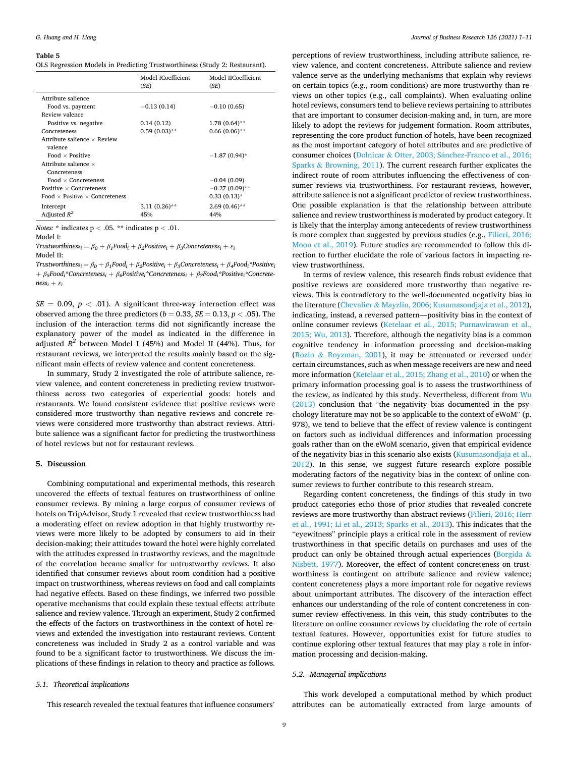**Table 5**
OLS Regression Models in Predicting Trustworthiness (Study 2: Restaurant).

| | Model ICoefficient (*SE*) | Model IICoefficient (*SE*) |
|---|---|---|
| Attribute salience | | |
| Food vs. payment | −0.13 (0.14) | −0.10 (0.65) |
| Review valence | | |
| Positive vs. negative | 0.14 (0.12) | 1.78 (0.64)** |
| Concreteness | 0.59 (0.03)** | 0.66 (0.06)** |
| Attribute salience × Review valence | | |
| Food × Positive | | −1.87 (0.94)* |
| Attribute salience × Concreteness | | |
| Food × Concreteness | | −0.04 (0.09) |
| Positive × Concreteness | | −0.27 (0.09)** |
| Food × Positive × Concreteness | | 0.33 (0.13)* |
| Intercept | 3.11 (0.26)** | 2.69 (0.46)** |
| Adjusted $R^2$ | 45% | 44% |

*Notes:* * indicates $p < .05$. ** indicates $p < .01$.
Model I:
$Trustworthiness_i = \beta_0 + \beta_1 Food_i + \beta_2 Positive_i + \beta_3 Concreteness_i + \varepsilon_i$
Model II:
$Trustworthiness_i = \beta_0 + \beta_1 Food_i + \beta_2 Positive_i + \beta_3 Concreteness_i + \beta_4 Food_i{*}Positive_i + \beta_5 Food_i{*}Concreteness_i + \beta_6 Positive_i{*}Concreteness_i + \beta_7 Food_i{*}Positive_i{*}Concreteness_i + \varepsilon_i$

$SE = 0.09$, $p < .01$). A significant three-way interaction effect was observed among the three predictors ($b = 0.33$, $SE = 0.13$, $p < .05$). The inclusion of the interaction terms did not significantly increase the explanatory power of the model as indicated in the difference in adjusted $R^2$ between Model I (45%) and Model II (44%). Thus, for restaurant reviews, we interpreted the results mainly based on the significant main effects of review valence and content concreteness.

In summary, Study 2 investigated the role of attribute salience, review valence, and content concreteness in predicting review trustworthiness across two categories of experiential goods: hotels and restaurants. We found consistent evidence that positive reviews were considered more trustworthy than negative reviews and concrete reviews were considered more trustworthy than abstract reviews. Attribute salience was a significant factor for predicting the trustworthiness of hotel reviews but not for restaurant reviews.

## 5. Discussion

Combining computational and experimental methods, this research uncovered the effects of textual features on trustworthiness of online consumer reviews. By mining a large corpus of consumer reviews of hotels on TripAdvisor, Study 1 revealed that review trustworthiness had a moderating effect on review adoption in that highly trustworthy reviews were more likely to be adopted by consumers to aid in their decision-making; their attitudes toward the hotel were highly correlated with the attitudes expressed in trustworthy reviews, and the magnitude of the correlation became smaller for untrustworthy reviews. It also identified that consumer reviews about room condition had a positive impact on trustworthiness, whereas reviews on food and call complaints had negative effects. Based on these findings, we inferred two possible operative mechanisms that could explain these textual effects: attribute salience and review valence. Through an experiment, Study 2 confirmed the effects of the factors on trustworthiness in the context of hotel reviews and extended the investigation into restaurant reviews. Content concreteness was included in Study 2 as a control variable and was found to be a significant factor to trustworthiness. We discuss the implications of these findings in relation to theory and practice as follows.

### 5.1. Theoretical implications

This research revealed the textual features that influence consumers' perceptions of review trustworthiness, including attribute salience, review valence, and content concreteness. Attribute salience and review valence serve as the underlying mechanisms that explain why reviews on certain topics (e.g., room conditions) are more trustworthy than reviews on other topics (e.g., call complaints). When evaluating online hotel reviews, consumers tend to believe reviews pertaining to attributes that are important to consumer decision-making and, in turn, are more likely to adopt the reviews for judgement formation. Room attributes, representing the core product function of hotels, have been recognized as the most important category of hotel attributes and are predictive of consumer choices (Dolnicar & Otter, 2003; Sánchez-Franco et al., 2016; Sparks & Browning, 2011). The current research further explicates the indirect route of room attributes influencing the effectiveness of consumer reviews via trustworthiness. For restaurant reviews, however, attribute salience is not a significant predictor of review trustworthiness. One possible explanation is that the relationship between attribute salience and review trustworthiness is moderated by product category. It is likely that the interplay among antecedents of review trustworthiness is more complex than suggested by previous studies (e.g., Filieri, 2016; Moon et al., 2019). Future studies are recommended to follow this direction to further elucidate the role of various factors in impacting review trustworthiness.

In terms of review valence, this research finds robust evidence that positive reviews are considered more trustworthy than negative reviews. This is contradictory to the well-documented negativity bias in the literature (Chevalier & Mayzlin, 2006; Kusumasondjaja et al., 2012), indicating, instead, a reversed pattern—positivity bias in the context of online consumer reviews (Ketelaar et al., 2015; Purnawirawan et al., 2015; Wu, 2013). Therefore, although the negativity bias is a common cognitive tendency in information processing and decision-making (Rozin & Royzman, 2001), it may be attenuated or reversed under certain circumstances, such as when message receivers are new and need more information (Ketelaar et al., 2015; Zhang et al., 2010) or when the primary information processing goal is to assess the trustworthiness of the review, as indicated by this study. Nevertheless, different from Wu (2013) conclusion that "the negativity bias documented in the psychology literature may not be so applicable to the context of eWoM" (p. 978), we tend to believe that the effect of review valence is contingent on factors such as individual differences and information processing goals rather than on the eWoM scenario, given that empirical evidence of the negativity bias in this scenario also exists (Kusumasondjaja et al., 2012). In this sense, we suggest future research explore possible moderating factors of the negativity bias in the context of online consumer reviews to further contribute to this research stream.

Regarding content concreteness, the findings of this study in two product categories echo those of prior studies that revealed concrete reviews are more trustworthy than abstract reviews (Filieri, 2016; Herr et al., 1991; Li et al., 2013; Sparks et al., 2013). This indicates that the "eyewitness" principle plays a critical role in the assessment of review trustworthiness in that specific details on purchases and uses of the product can only be obtained through actual experiences (Borgida & Nisbett, 1977). Moreover, the effect of content concreteness on trustworthiness is contingent on attribute salience and review valence; content concreteness plays a more important role for negative reviews about unimportant attributes. The discovery of the interaction effect enhances our understanding of the role of content concreteness in consumer review effectiveness. In this vein, this study contributes to the literature on online consumer reviews by elucidating the role of certain textual features. However, opportunities exist for future studies to continue exploring other textual features that may play a role in information processing and decision-making.

### 5.2. Managerial implications

This work developed a computational method by which product attributes can be automatically extracted from large amounts of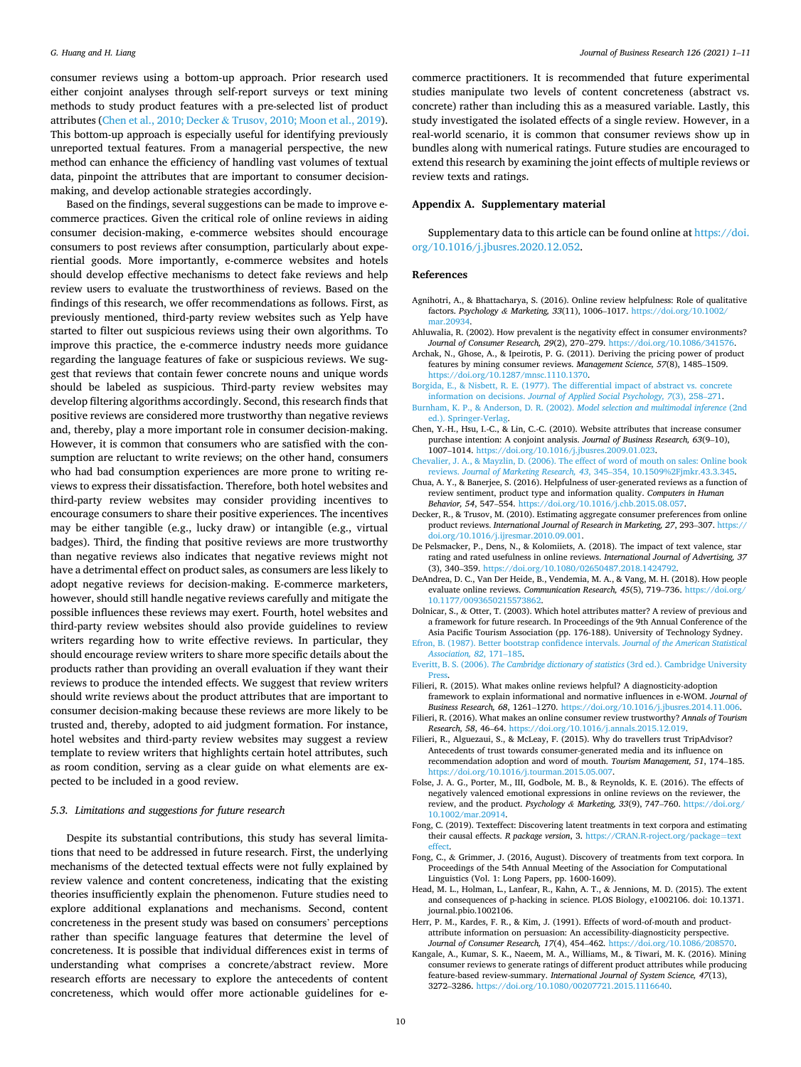consumer reviews using a bottom-up approach. Prior research used either conjoint analyses through self-report surveys or text mining methods to study product features with a pre-selected list of product attributes (Chen et al., 2010; Decker & Trusov, 2010; Moon et al., 2019). This bottom-up approach is especially useful for identifying previously unreported textual features. From a managerial perspective, the new method can enhance the efficiency of handling vast volumes of textual data, pinpoint the attributes that are important to consumer decision-making, and develop actionable strategies accordingly.

Based on the findings, several suggestions can be made to improve e-commerce practices. Given the critical role of online reviews in aiding consumer decision-making, e-commerce websites should encourage consumers to post reviews after consumption, particularly about experiential goods. More importantly, e-commerce websites and hotels should develop effective mechanisms to detect fake reviews and help review users to evaluate the trustworthiness of reviews. Based on the findings of this research, we offer recommendations as follows. First, as previously mentioned, third-party review websites such as Yelp have started to filter out suspicious reviews using their own algorithms. To improve this practice, the e-commerce industry needs more guidance regarding the language features of fake or suspicious reviews. We suggest that reviews that contain fewer concrete nouns and unique words should be labeled as suspicious. Third-party review websites may develop filtering algorithms accordingly. Second, this research finds that positive reviews are considered more trustworthy than negative reviews and, thereby, play a more important role in consumer decision-making. However, it is common that consumers who are satisfied with the consumption are reluctant to write reviews; on the other hand, consumers who had bad consumption experiences are more prone to writing reviews to express their dissatisfaction. Therefore, both hotel websites and third-party review websites may consider providing incentives to encourage consumers to share their positive experiences. The incentives may be either tangible (e.g., lucky draw) or intangible (e.g., virtual badges). Third, the finding that positive reviews are more trustworthy than negative reviews also indicates that negative reviews might not have a detrimental effect on product sales, as consumers are less likely to adopt negative reviews for decision-making. E-commerce marketers, however, should still handle negative reviews carefully and mitigate the possible influences these reviews may exert. Fourth, hotel websites and third-party review websites should also provide guidelines to review writers regarding how to write effective reviews. In particular, they should encourage review writers to share more specific details about the products rather than providing an overall evaluation if they want their reviews to produce the intended effects. We suggest that review writers should write reviews about the product attributes that are important to consumer decision-making because these reviews are more likely to be trusted and, thereby, adopted to aid judgment formation. For instance, hotel websites and third-party review websites may suggest a review template to review writers that highlights certain hotel attributes, such as room condition, serving as a clear guide on what elements are expected to be included in a good review.

### 5.3. Limitations and suggestions for future research

Despite its substantial contributions, this study has several limitations that need to be addressed in future research. First, the underlying mechanisms of the detected textual effects were not fully explained by review valence and content concreteness, indicating that the existing theories insufficiently explain the phenomenon. Future studies need to explore additional explanations and mechanisms. Second, content concreteness in the present study was based on consumers' perceptions rather than specific language features that determine the level of concreteness. It is possible that individual differences exist in terms of understanding what comprises a concrete/abstract review. More research efforts are necessary to explore the antecedents of content concreteness, which would offer more actionable guidelines for e-commerce practitioners. It is recommended that future experimental studies manipulate two levels of content concreteness (abstract vs. concrete) rather than including this as a measured variable. Lastly, this study investigated the isolated effects of a single review. However, in a real-world scenario, it is common that consumer reviews show up in bundles along with numerical ratings. Future studies are encouraged to extend this research by examining the joint effects of multiple reviews or review texts and ratings.

## Appendix A. Supplementary material

Supplementary data to this article can be found online at https://doi.org/10.1016/j.jbusres.2020.12.052.

## References

Agnihotri, A., & Bhattacharya, S. (2016). Online review helpfulness: Role of qualitative factors. *Psychology & Marketing, 33*(11), 1006–1017. https://doi.org/10.1002/mar.20934.

Ahluwalia, R. (2002). How prevalent is the negativity effect in consumer environments? *Journal of Consumer Research, 29*(2), 270–279. https://doi.org/10.1086/341576.

Archak, N., Ghose, A., & Ipeirotis, P. G. (2011). Deriving the pricing power of product features by mining consumer reviews. *Management Science, 57*(8), 1485–1509. https://doi.org/10.1287/mnsc.1110.1370.

Borgida, E., & Nisbett, R. E. (1977). The differential impact of abstract vs. concrete information on decisions. *Journal of Applied Social Psychology, 7*(3), 258–271.

Burnham, K. P., & Anderson, D. R. (2002). *Model selection and multimodal inference* (2nd ed.). Springer-Verlag.

Chen, Y.-H., Hsu, I.-C., & Lin, C.-C. (2010). Website attributes that increase consumer purchase intention: A conjoint analysis. *Journal of Business Research, 63*(9–10), 1007–1014. https://doi.org/10.1016/j.jbusres.2009.01.023.

Chevalier, J. A., & Mayzlin, D. (2006). The effect of word of mouth on sales: Online book reviews. *Journal of Marketing Research, 43*, 345–354, 10.1509%2Fjmkr.43.3.345.

Chua, A. Y., & Banerjee, S. (2016). Helpfulness of user-generated reviews as a function of review sentiment, product type and information quality. *Computers in Human Behavior, 54*, 547–554. https://doi.org/10.1016/j.chb.2015.08.057.

Decker, R., & Trusov, M. (2010). Estimating aggregate consumer preferences from online product reviews. *International Journal of Research in Marketing, 27*, 293–307. https://doi.org/10.1016/j.ijresmar.2010.09.001.

De Pelsmacker, P., Dens, N., & Kolomiiets, A. (2018). The impact of text valence, star rating and rated usefulness in online reviews. *International Journal of Advertising, 37*(3), 340–359. https://doi.org/10.1080/02650487.2018.1424792.

DeAndrea, D. C., Van Der Heide, B., Vendemia, M. A., & Vang, M. H. (2018). How people evaluate online reviews. *Communication Research, 45*(5), 719–736. https://doi.org/10.1177/0093650215573862.

Dolnicar, S., & Otter, T. (2003). Which hotel attributes matter? A review of previous and a framework for future research. In Proceedings of the 9th Annual Conference of the Asia Pacific Tourism Association (pp. 176-188). University of Technology Sydney.

Efron, B. (1987). Better bootstrap confidence intervals. *Journal of the American Statistical Association, 82*, 171–185.

Everitt, B. S. (2006). *The Cambridge dictionary of statistics* (3rd ed.). Cambridge University Press.

Filieri, R. (2015). What makes online reviews helpful? A diagnosticity-adoption framework to explain informational and normative influences in e-WOM. *Journal of Business Research, 68*, 1261–1270. https://doi.org/10.1016/j.jbusres.2014.11.006.

Filieri, R. (2016). What makes an online consumer review trustworthy? *Annals of Tourism Research, 58*, 46–64. https://doi.org/10.1016/j.annals.2015.12.019.

Filieri, R., Alguezaui, S., & McLeay, F. (2015). Why do travellers trust TripAdvisor? Antecedents of trust towards consumer-generated media and its influence on recommendation adoption and word of mouth. *Tourism Management, 51*, 174–185. https://doi.org/10.1016/j.tourman.2015.05.007.

Folse, J. A. G., Porter, M., III, Godbole, M. B., & Reynolds, K. E. (2016). The effects of negatively valenced emotional expressions in online reviews on the reviewer, the review, and the product. *Psychology & Marketing, 33*(9), 747–760. https://doi.org/10.1002/mar.20914.

Fong, C. (2019). Texteffect: Discovering latent treatments in text corpora and estimating their causal effects. *R package version*, 3. https://CRAN.R-roject.org/package=texteffect.

Fong, C., & Grimmer, J. (2016, August). Discovery of treatments from text corpora. In Proceedings of the 54th Annual Meeting of the Association for Computational Linguistics (Vol. 1: Long Papers, pp. 1600-1609).

Head, M. L., Holman, L., Lanfear, R., Kahn, A. T., & Jennions, M. D. (2015). The extent and consequences of p-hacking in science. PLOS Biology, e1002106. doi: 10.1371.journal.pbio.1002106.

Herr, P. M., Kardes, F. R., & Kim, J. (1991). Effects of word-of-mouth and product-attribute information on persuasion: An accessibility-diagnosticity perspective. *Journal of Consumer Research, 17*(4), 454–462. https://doi.org/10.1086/208570.

Kangale, A., Kumar, S. K., Naeem, M. A., Williams, M., & Tiwari, M. K. (2016). Mining consumer reviews to generate ratings of different product attributes while producing feature-based review-summary. *International Journal of System Science, 47*(13), 3272–3286. https://doi.org/10.1080/00207721.2015.1116640.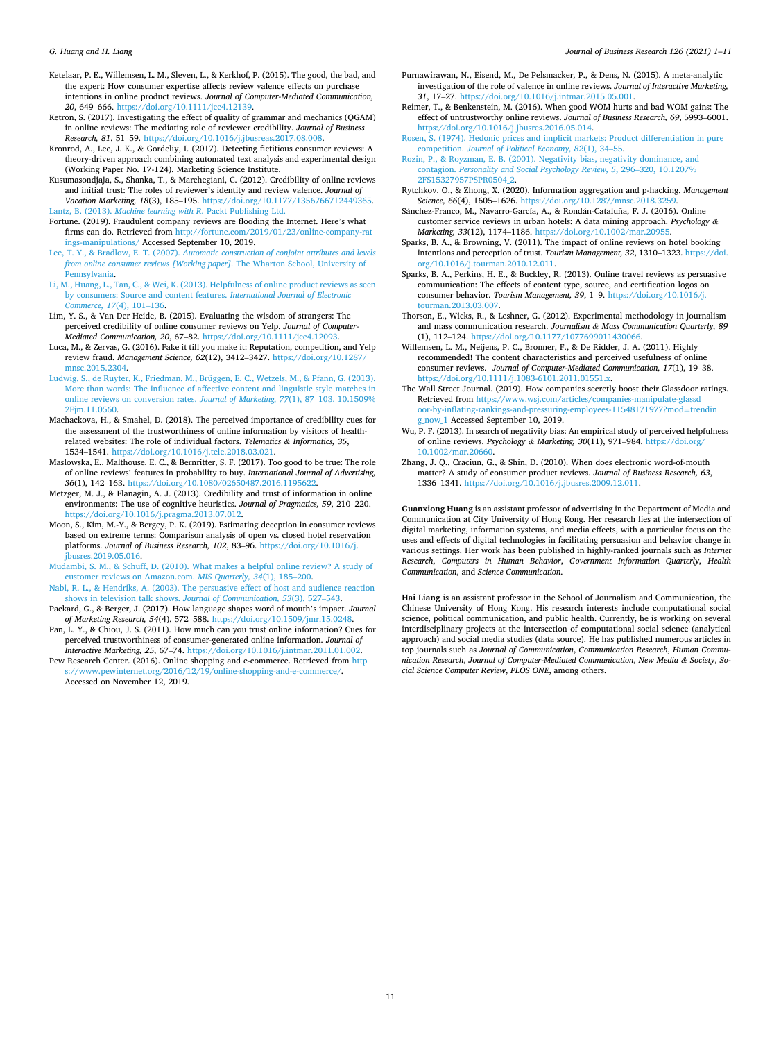Ketelaar, P. E., Willemsen, L. M., Sleven, L., & Kerkhof, P. (2015). The good, the bad, and the expert: How consumer expertise affects review valence effects on purchase intentions in online product reviews. *Journal of Computer-Mediated Communication, 20*, 649–666. https://doi.org/10.1111/jcc4.12139.

Ketron, S. (2017). Investigating the effect of quality of grammar and mechanics (QGAM) in online reviews: The mediating role of reviewer credibility. *Journal of Business Research, 81*, 51–59. https://doi.org/10.1016/j.jbusreas.2017.08.008.

Kronrod, A., Lee, J. K., & Gordeliy, I. (2017). Detecting fictitious consumer reviews: A theory-driven approach combining automated text analysis and experimental design (Working Paper No. 17-124). Marketing Science Institute.

Kusumasondjaja, S., Shanka, T., & Marchegiani, C. (2012). Credibility of online reviews and initial trust: The roles of reviewer's identity and review valence. *Journal of Vacation Marketing, 18*(3), 185–195. https://doi.org/10.1177/1356766712449365.

Lantz, B. (2013). *Machine learning with R*. Packt Publishing Ltd.

Fortune. (2019). Fraudulent company reviews are flooding the Internet. Here's what firms can do. Retrieved from http://fortune.com/2019/01/23/online-company-ratings-manipulations/ Accessed September 10, 2019.

Lee, T. Y., & Bradlow, E. T. (2007). *Automatic construction of conjoint attributes and levels from online consumer reviews [Working paper]*. The Wharton School, University of Pennsylvania.

Li, M., Huang, L., Tan, C., & Wei, K. (2013). Helpfulness of online product reviews as seen by consumers: Source and content features. *International Journal of Electronic Commerce, 17*(4), 101–136.

Lim, Y. S., & Van Der Heide, B. (2015). Evaluating the wisdom of strangers: The perceived credibility of online consumer reviews on Yelp. *Journal of Computer-Mediated Communication, 20*, 67–82. https://doi.org/10.1111/jcc4.12093.

Luca, M., & Zervas, G. (2016). Fake it till you make it: Reputation, competition, and Yelp review fraud. *Management Science, 62*(12), 3412–3427. https://doi.org/10.1287/mnsc.2015.2304.

Ludwig, S., de Ruyter, K., Friedman, M., Brüggen, E. C., Wetzels, M., & Pfann, G. (2013). More than words: The influence of affective content and linguistic style matches in online reviews on conversion rates. *Journal of Marketing, 77*(1), 87–103, 10.1509%2Fjm.11.0560.

Machackova, H., & Smahel, D. (2018). The perceived importance of credibility cues for the assessment of the trustworthiness of online information by visitors of health-related websites: The role of individual factors. *Telematics & Informatics, 35*, 1534–1541. https://doi.org/10.1016/j.tele.2018.03.021.

Maslowska, E., Malthouse, E. C., & Bernritter, S. F. (2017). Too good to be true: The role of online reviews' features in probability to buy. *International Journal of Advertising, 36*(1), 142–163. https://doi.org/10.1080/02650487.2016.1195622.

Metzger, M. J., & Flanagin, A. J. (2013). Credibility and trust of information in online environments: The use of cognitive heuristics. *Journal of Pragmatics, 59*, 210–220. https://doi.org/10.1016/j.pragma.2013.07.012.

Moon, S., Kim, M.-Y., & Bergey, P. K. (2019). Estimating deception in consumer reviews based on extreme terms: Comparison analysis of open vs. closed hotel reservation platforms. *Journal of Business Research, 102*, 83–96. https://doi.org/10.1016/j.jbusres.2019.05.016.

Mudambi, S. M., & Schuff, D. (2010). What makes a helpful online review? A study of customer reviews on Amazon.com. *MIS Quarterly, 34*(1), 185–200.

Nabi, R. L., & Hendriks, A. (2003). The persuasive effect of host and audience reaction shows in television talk shows. *Journal of Communication, 53*(3), 527–543.

Packard, G., & Berger, J. (2017). How language shapes word of mouth's impact. *Journal of Marketing Research, 54*(4), 572–588. https://doi.org/10.1509/jmr.15.0248.

Pan, L. Y., & Chiou, J. S. (2011). How much can you trust online information? Cues for perceived trustworthiness of consumer-generated online information. *Journal of Interactive Marketing, 25*, 67–74. https://doi.org/10.1016/j.intmar.2011.01.002.

Pew Research Center. (2016). Online shopping and e-commerce. Retrieved from https://www.pewinternet.org/2016/12/19/online-shopping-and-e-commerce/. Accessed on November 12, 2019.

Purnawirawan, N., Eisend, M., De Pelsmacker, P., & Dens, N. (2015). A meta-analytic investigation of the role of valence in online reviews. *Journal of Interactive Marketing, 31*, 17–27. https://doi.org/10.1016/j.intmar.2015.05.001.

Reimer, T., & Benkenstein, M. (2016). When good WOM hurts and bad WOM gains: The effect of untrustworthy online reviews. *Journal of Business Research, 69*, 5993–6001. https://doi.org/10.1016/j.jbusres.2016.05.014.

Rosen, S. (1974). Hedonic prices and implicit markets: Product differentiation in pure competition. *Journal of Political Economy, 82*(1), 34–55.

Rozin, P., & Royzman, E. B. (2001). Negativity bias, negativity dominance, and contagion. *Personality and Social Psychology Review, 5*, 296–320, 10.1207%2FS15327957PSPR0504_2.

Rytchkov, O., & Zhong, X. (2020). Information aggregation and p-hacking. *Management Science, 66*(4), 1605–1626. https://doi.org/10.1287/mnsc.2018.3259.

Sánchez-Franco, M., Navarro-García, A., & Rondán-Cataluña, F. J. (2016). Online customer service reviews in urban hotels: A data mining approach. *Psychology & Marketing, 33*(12), 1174–1186. https://doi.org/10.1002/mar.20955.

Sparks, B. A., & Browning, V. (2011). The impact of online reviews on hotel booking intentions and perception of trust. *Tourism Management, 32*, 1310–1323. https://doi.org/10.1016/j.tourman.2010.12.011.

Sparks, B. A., Perkins, H. E., & Buckley, R. (2013). Online travel reviews as persuasive communication: The effects of content type, source, and certification logos on consumer behavior. *Tourism Management, 39*, 1–9. https://doi.org/10.1016/j.tourman.2013.03.007.

Thorson, E., Wicks, R., & Leshner, G. (2012). Experimental methodology in journalism and mass communication research. *Journalism & Mass Communication Quarterly, 89*(1), 112–124. https://doi.org/10.1177/1077699011430066.

Willemsen, L. M., Neijens, P. C., Bronner, F., & De Ridder, J. A. (2011). Highly recommended! The content characteristics and perceived usefulness of online consumer reviews. *Journal of Computer-Mediated Communication, 17*(1), 19–38. https://doi.org/10.1111/j.1083-6101.2011.01551.x.

The Wall Street Journal. (2019). How companies secretly boost their Glassdoor ratings. Retrieved from https://www.wsj.com/articles/companies-manipulate-glassdoor-by-inflating-rankings-and-pressuring-employees-11548171977?mod=trending_now_1 Accessed September 10, 2019.

Wu, P. F. (2013). In search of negativity bias: An empirical study of perceived helpfulness of online reviews. *Psychology & Marketing, 30*(11), 971–984. https://doi.org/10.1002/mar.20660.

Zhang, J. Q., Craciun, G., & Shin, D. (2010). When does electronic word-of-mouth matter? A study of consumer product reviews. *Journal of Business Research, 63*, 1336–1341. https://doi.org/10.1016/j.jbusres.2009.12.011.

**Guanxiong Huang** is an assistant professor of advertising in the Department of Media and Communication at City University of Hong Kong. Her research lies at the intersection of digital marketing, information systems, and media effects, with a particular focus on the uses and effects of digital technologies in facilitating persuasion and behavior change in various settings. Her work has been published in highly-ranked journals such as *Internet Research*, *Computers in Human Behavior*, *Government Information Quarterly*, *Health Communication*, and *Science Communication*.

**Hai Liang** is an assistant professor in the School of Journalism and Communication, the Chinese University of Hong Kong. His research interests include computational social science, political communication, and public health. Currently, he is working on several interdisciplinary projects at the intersection of computational social science (analytical approach) and social media studies (data source). He has published numerous articles in top journals such as *Journal of Communication*, *Communication Research*, *Human Communication Research*, *Journal of Computer-Mediated Communication*, *New Media & Society*, *Social Science Computer Review*, *PLOS ONE*, among others.